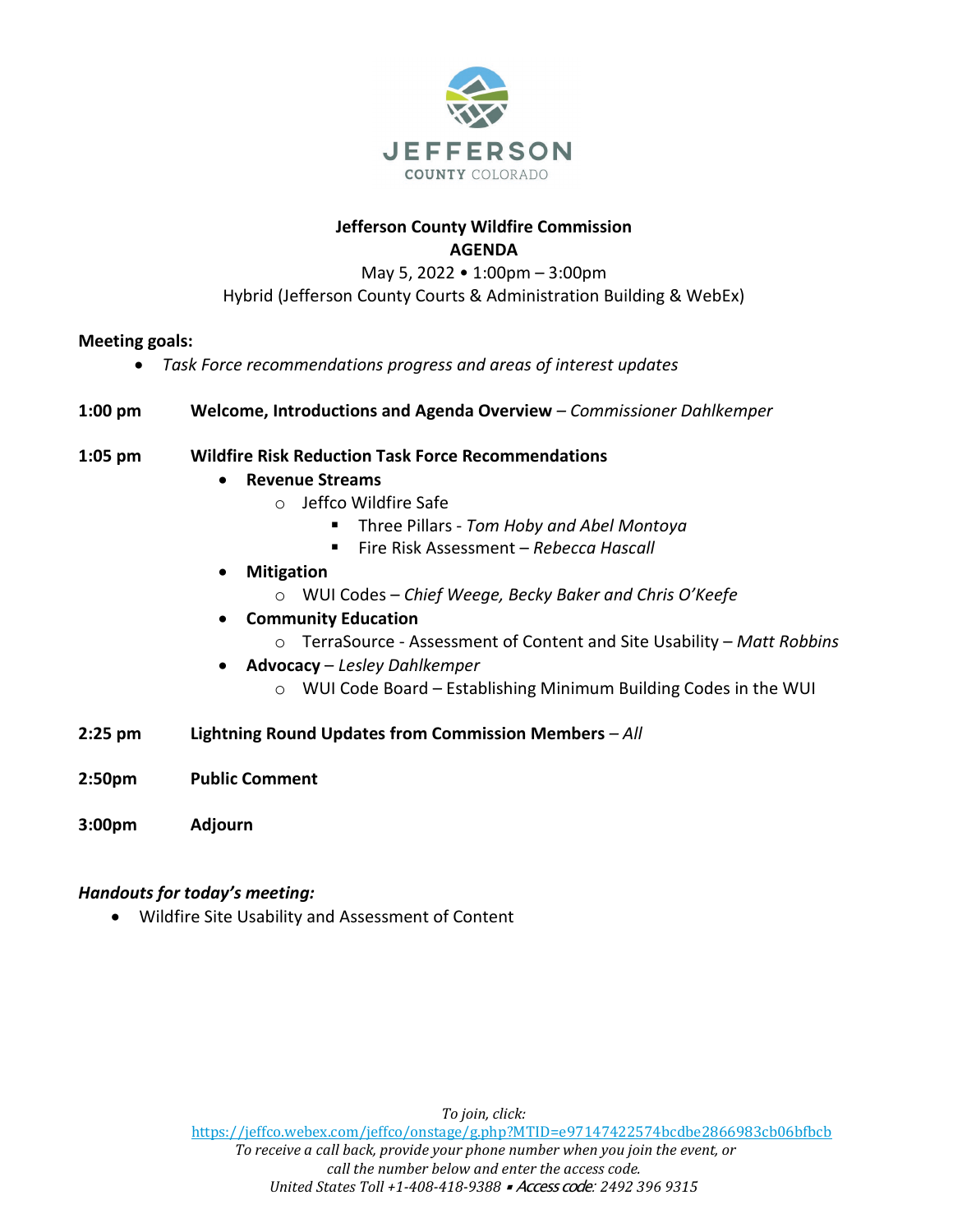JEFFERSON
COUNTY COLORADO

# Jefferson County Wildfire Commission
## AGENDA

May 5, 2022 • 1:00pm – 3:00pm
Hybrid (Jefferson County Courts & Administration Building & WebEx)

**Meeting goals:**

- *Task Force recommendations progress and areas of interest updates*

**1:00 pm** **Welcome, Introductions and Agenda Overview** – *Commissioner Dahlkemper*

**1:05 pm** **Wildfire Risk Reduction Task Force Recommendations**

- **Revenue Streams**
  - Jeffco Wildfire Safe
    - Three Pillars - *Tom Hoby and Abel Montoya*
    - Fire Risk Assessment – *Rebecca Hascall*
- **Mitigation**
  - WUI Codes – *Chief Weege, Becky Baker and Chris O'Keefe*
- **Community Education**
  - TerraSource - Assessment of Content and Site Usability – *Matt Robbins*
- **Advocacy** – *Lesley Dahlkemper*
  - WUI Code Board – Establishing Minimum Building Codes in the WUI

**2:25 pm** **Lightning Round Updates from Commission Members** – *All*

**2:50pm** **Public Comment**

**3:00pm** **Adjourn**

***Handouts for today's meeting:***

- Wildfire Site Usability and Assessment of Content

*To join, click:*
https://jeffco.webex.com/jeffco/onstage/g.php?MTID=e97147422574bcdbe2866983cb06bfbcb
*To receive a call back, provide your phone number when you join the event, or call the number below and enter the access code.*
*United States Toll +1-408-418-9388 ▪ Access code: 2492 396 9315*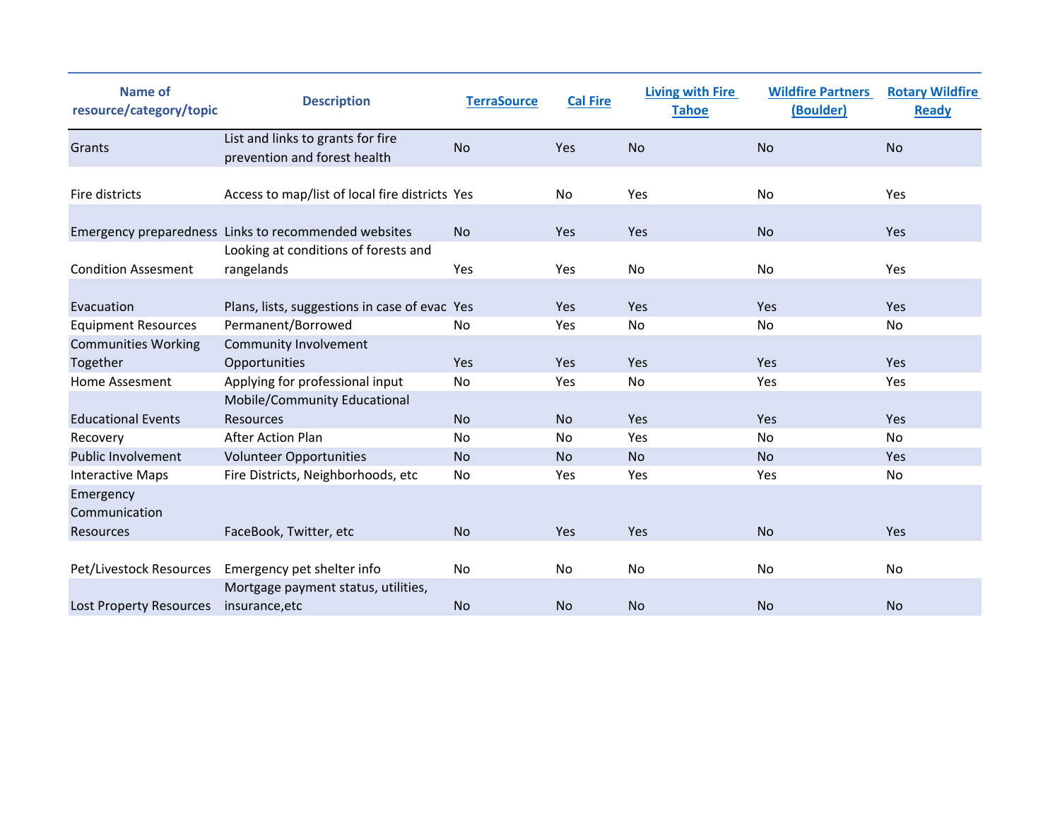| Name of resource/category/topic | Description | TerraSource | Cal Fire | Living with Fire Tahoe | Wildfire Partners (Boulder) | Rotary Wildfire Ready |
|---|---|---|---|---|---|---|
| Grants | List and links to grants for fire prevention and forest health | No | Yes | No | No | No |
| Fire districts | Access to map/list of local fire districts | Yes | No | Yes | No | Yes |
| Emergency preparedness | Links to recommended websites | No | Yes | Yes | No | Yes |
| Condition Assesment | Looking at conditions of forests and rangelands | Yes | Yes | No | No | Yes |
| Evacuation | Plans, lists, suggestions in case of evac | Yes | Yes | Yes | Yes | Yes |
| Equipment Resources | Permanent/Borrowed | No | Yes | No | No | No |
| Communities Working Together | Community Involvement Opportunities | Yes | Yes | Yes | Yes | Yes |
| Home Assesment | Applying for professional input | No | Yes | No | Yes | Yes |
| Educational Events | Mobile/Community Educational Resources | No | No | Yes | Yes | Yes |
| Recovery | After Action Plan | No | No | Yes | No | No |
| Public Involvement | Volunteer Opportunities | No | No | No | No | Yes |
| Interactive Maps | Fire Districts, Neighborhoods, etc | No | Yes | Yes | Yes | No |
| Emergency Communication Resources | FaceBook, Twitter, etc | No | Yes | Yes | No | Yes |
| Pet/Livestock Resources | Emergency pet shelter info | No | No | No | No | No |
| Lost Property Resources | Mortgage payment status, utilities, insurance,etc | No | No | No | No | No |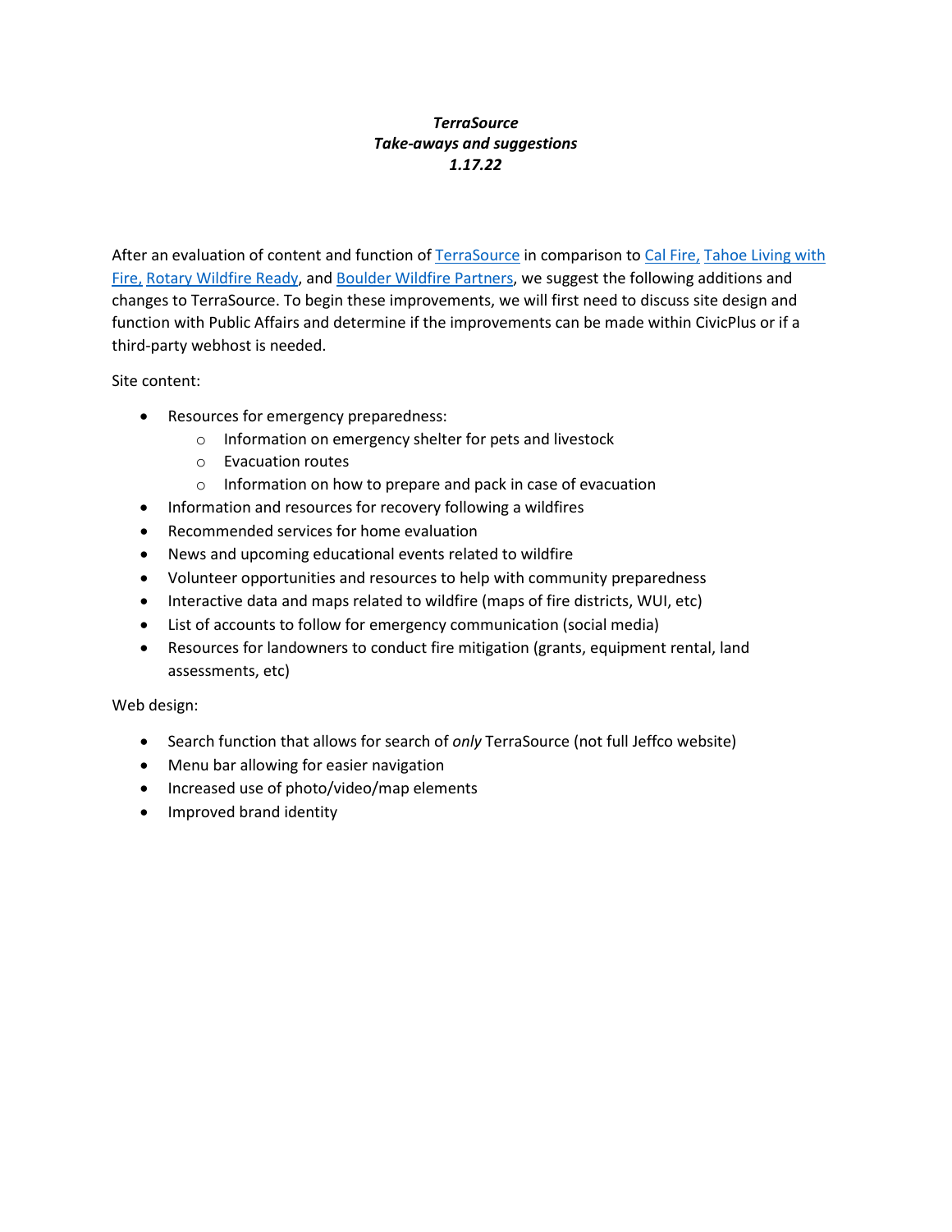***TerraSource***
***Take-aways and suggestions***
***1.17.22***

After an evaluation of content and function of TerraSource in comparison to Cal Fire, Tahoe Living with Fire, Rotary Wildfire Ready, and Boulder Wildfire Partners, we suggest the following additions and changes to TerraSource. To begin these improvements, we will first need to discuss site design and function with Public Affairs and determine if the improvements can be made within CivicPlus or if a third-party webhost is needed.

Site content:

- Resources for emergency preparedness:
  - Information on emergency shelter for pets and livestock
  - Evacuation routes
  - Information on how to prepare and pack in case of evacuation
- Information and resources for recovery following a wildfires
- Recommended services for home evaluation
- News and upcoming educational events related to wildfire
- Volunteer opportunities and resources to help with community preparedness
- Interactive data and maps related to wildfire (maps of fire districts, WUI, etc)
- List of accounts to follow for emergency communication (social media)
- Resources for landowners to conduct fire mitigation (grants, equipment rental, land assessments, etc)

Web design:

- Search function that allows for search of *only* TerraSource (not full Jeffco website)
- Menu bar allowing for easier navigation
- Increased use of photo/video/map elements
- Improved brand identity